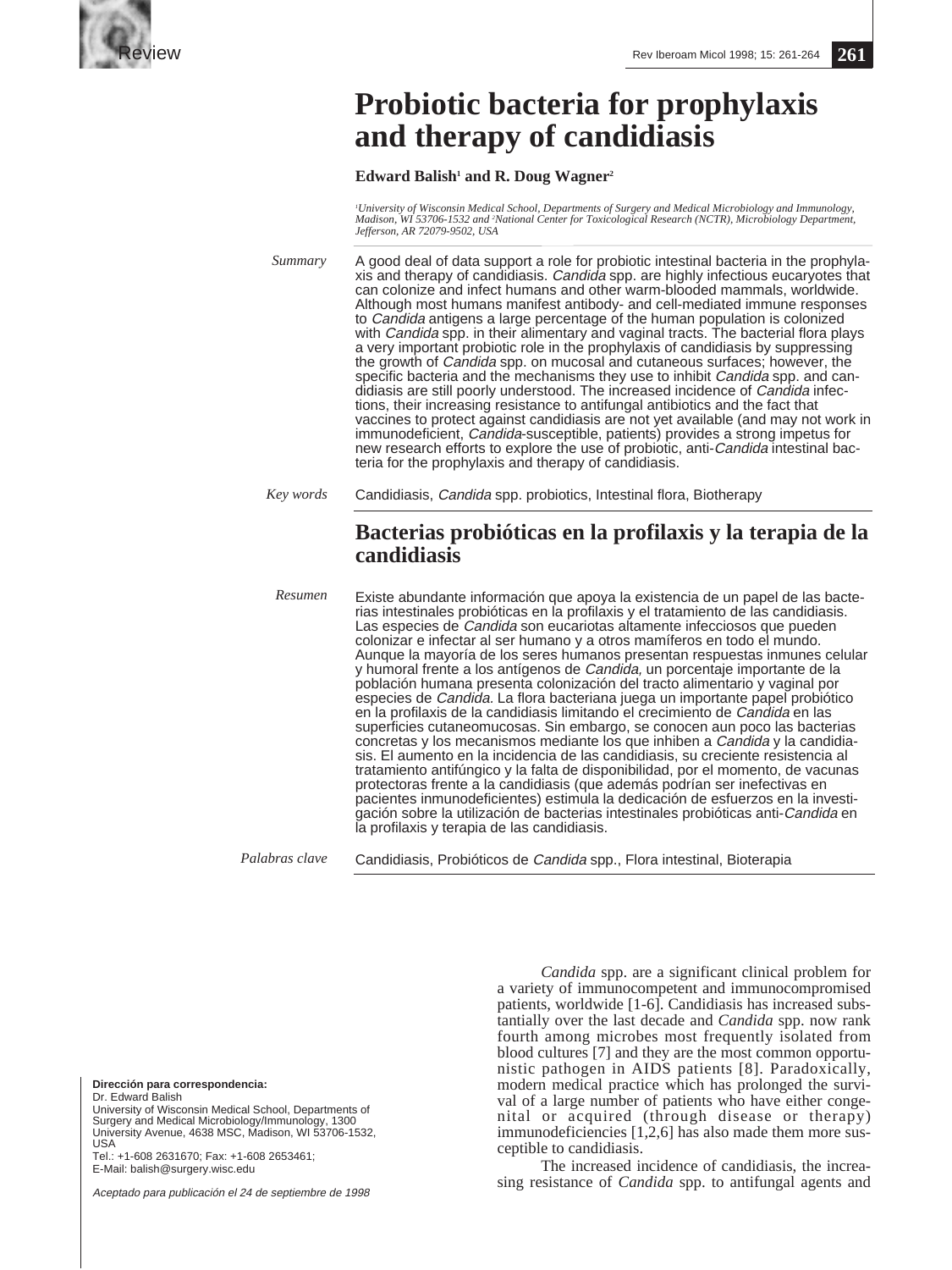Review

# Probiotic bacteria for prophylaxis and therapy of candidiasis

**Edward Balish[1] and R. Doug Wagner[2]**

*[1]University of Wisconsin Medical School, Departments of Surgery and Medical Microbiology and Immunology, Madison, WI 53706-1532 and [2]National Center for Toxicological Research (NCTR), Microbiology Department, Jefferson, AR 72079-9502, USA*

*Summary* A good deal of data support a role for probiotic intestinal bacteria in the prophylaxis and therapy of candidiasis. *Candida* spp. are highly infectious eucaryotes that can colonize and infect humans and other warm-blooded mammals, worldwide. Although most humans manifest antibody- and cell-mediated immune responses to *Candida* antigens a large percentage of the human population is colonized with *Candida* spp. in their alimentary and vaginal tracts. The bacterial flora plays a very important probiotic role in the prophylaxis of candidiasis by suppressing the growth of *Candida* spp. on mucosal and cutaneous surfaces; however, the specific bacteria and the mechanisms they use to inhibit *Candida* spp. and candidiasis are still poorly understood. The increased incidence of *Candida* infections, their increasing resistance to antifungal antibiotics and the fact that vaccines to protect against candidiasis are not yet available (and may not work in immunodeficient, *Candida*-susceptible, patients) provides a strong impetus for new research efforts to explore the use of probiotic, anti-*Candida* intestinal bacteria for the prophylaxis and therapy of candidiasis.

*Key words* Candidiasis, *Candida* spp. probiotics, Intestinal flora, Biotherapy

## Bacterias probióticas en la profilaxis y la terapia de la candidiasis

*Resumen* Existe abundante información que apoya la existencia de un papel de las bacterias intestinales probióticas en la profilaxis y el tratamiento de las candidiasis. Las especies de *Candida* son eucariotas altamente infecciosos que pueden colonizar e infectar al ser humano y a otros mamíferos en todo el mundo. Aunque la mayoría de los seres humanos presentan respuestas inmunes celular y humoral frente a los antígenos de *Candida,* un porcentaje importante de la población humana presenta colonización del tracto alimentario y vaginal por especies de *Candida*. La flora bacteriana juega un importante papel probiótico en la profilaxis de la candidiasis limitando el crecimiento de *Candida* en las superficies cutaneomucosas. Sin embargo, se conocen aun poco las bacterias concretas y los mecanismos mediante los que inhiben a *Candida* y la candidiasis. El aumento en la incidencia de las candidiasis, su creciente resistencia al tratamiento antifúngico y la falta de disponibilidad, por el momento, de vacunas protectoras frente a la candidiasis (que además podrían ser inefectivas en pacientes inmunodeficientes) estimula la dedicación de esfuerzos en la investigación sobre la utilización de bacterias intestinales probióticas anti-*Candida* en la profilaxis y terapia de las candidiasis.

*Palabras clave* Candidiasis, Probióticos de *Candida* spp., Flora intestinal, Bioterapia

*Candida* spp. are a significant clinical problem for a variety of immunocompetent and immunocompromised patients, worldwide [1-6]. Candidiasis has increased substantially over the last decade and *Candida* spp. now rank fourth among microbes most frequently isolated from blood cultures [7] and they are the most common opportunistic pathogen in AIDS patients [8]. Paradoxically, modern medical practice which has prolonged the survival of a large number of patients who have either congenital or acquired (through disease or therapy) immunodeficiencies [1,2,6] has also made them more susceptible to candidiasis.

The increased incidence of candidiasis, the increasing resistance of *Candida* spp. to antifungal agents and

**Dirección para correspondencia:**
Dr. Edward Balish
University of Wisconsin Medical School, Departments of Surgery and Medical Microbiology/Immunology, 1300 University Avenue, 4638 MSC, Madison, WI 53706-1532, USA
Tel.: +1-608 2631670; Fax: +1-608 2653461;
E-Mail: balish@surgery.wisc.edu

*Aceptado para publicación el 24 de septiembre de 1998*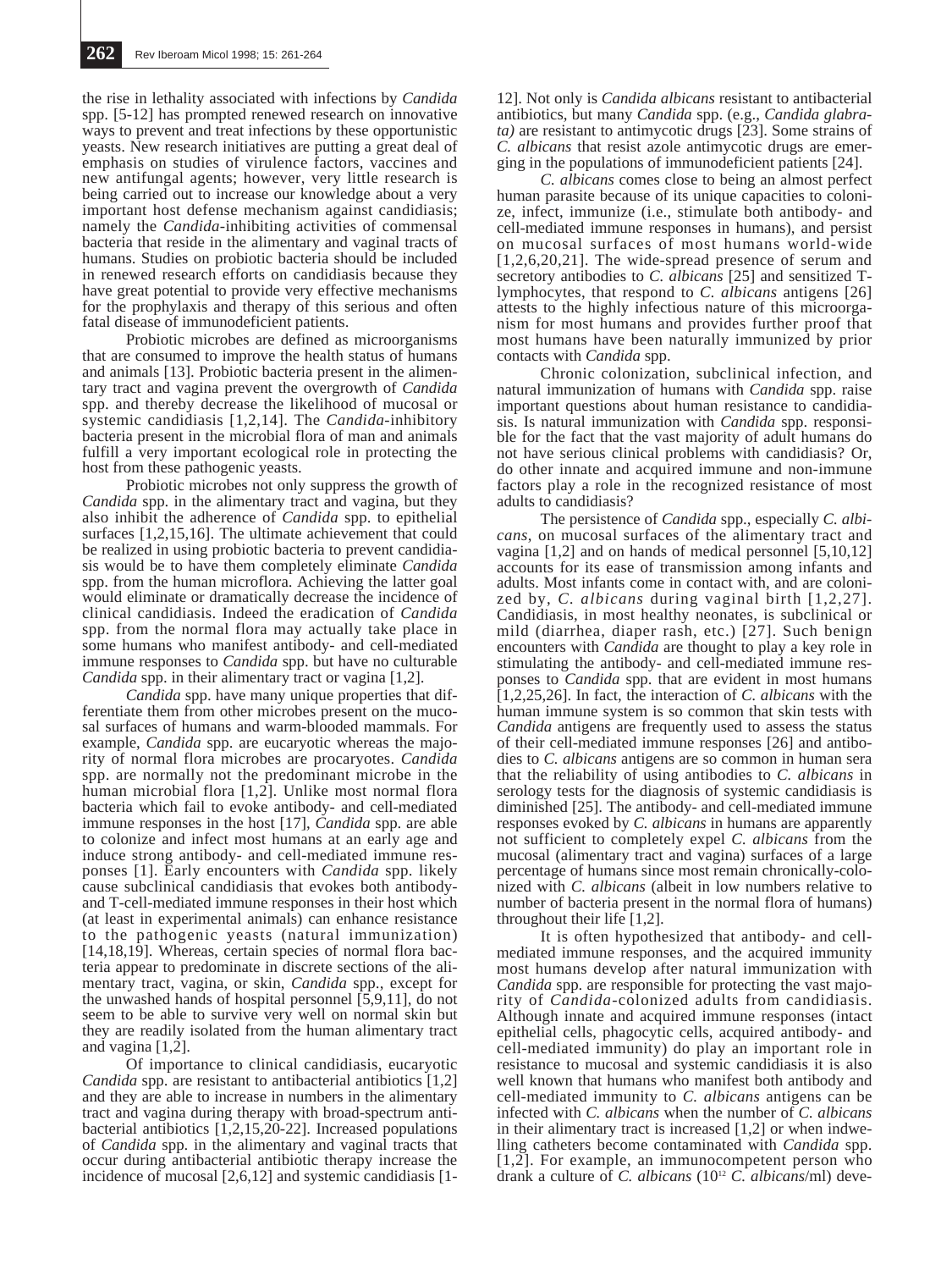the rise in lethality associated with infections by *Candida* spp. [5-12] has prompted renewed research on innovative ways to prevent and treat infections by these opportunistic yeasts. New research initiatives are putting a great deal of emphasis on studies of virulence factors, vaccines and new antifungal agents; however, very little research is being carried out to increase our knowledge about a very important host defense mechanism against candidiasis; namely the *Candida*-inhibiting activities of commensal bacteria that reside in the alimentary and vaginal tracts of humans. Studies on probiotic bacteria should be included in renewed research efforts on candidiasis because they have great potential to provide very effective mechanisms for the prophylaxis and therapy of this serious and often fatal disease of immunodeficient patients.

Probiotic microbes are defined as microorganisms that are consumed to improve the health status of humans and animals [13]. Probiotic bacteria present in the alimentary tract and vagina prevent the overgrowth of *Candida* spp. and thereby decrease the likelihood of mucosal or systemic candidiasis [1,2,14]. The *Candida*-inhibitory bacteria present in the microbial flora of man and animals fulfill a very important ecological role in protecting the host from these pathogenic yeasts.

Probiotic microbes not only suppress the growth of *Candida* spp. in the alimentary tract and vagina, but they also inhibit the adherence of *Candida* spp. to epithelial surfaces [1,2,15,16]. The ultimate achievement that could be realized in using probiotic bacteria to prevent candidiasis would be to have them completely eliminate *Candida* spp. from the human microflora. Achieving the latter goal would eliminate or dramatically decrease the incidence of clinical candidiasis. Indeed the eradication of *Candida* spp. from the normal flora may actually take place in some humans who manifest antibody- and cell-mediated immune responses to *Candida* spp. but have no culturable *Candida* spp. in their alimentary tract or vagina [1,2].

*Candida* spp. have many unique properties that differentiate them from other microbes present on the mucosal surfaces of humans and warm-blooded mammals. For example, *Candida* spp. are eucaryotic whereas the majority of normal flora microbes are procaryotes. *Candida* spp. are normally not the predominant microbe in the human microbial flora [1,2]. Unlike most normal flora bacteria which fail to evoke antibody- and cell-mediated immune responses in the host [17], *Candida* spp. are able to colonize and infect most humans at an early age and induce strong antibody- and cell-mediated immune responses [1]. Early encounters with *Candida* spp. likely cause subclinical candidiasis that evokes both antibody- and T-cell-mediated immune responses in their host which (at least in experimental animals) can enhance resistance to the pathogenic yeasts (natural immunization) [14,18,19]. Whereas, certain species of normal flora bacteria appear to predominate in discrete sections of the alimentary tract, vagina, or skin, *Candida* spp., except for the unwashed hands of hospital personnel [5,9,11], do not seem to be able to survive very well on normal skin but they are readily isolated from the human alimentary tract and vagina [1,2].

Of importance to clinical candidiasis, eucaryotic *Candida* spp. are resistant to antibacterial antibiotics [1,2] and they are able to increase in numbers in the alimentary tract and vagina during therapy with broad-spectrum antibacterial antibiotics [1,2,15,20-22]. Increased populations of *Candida* spp. in the alimentary and vaginal tracts that occur during antibacterial antibiotic therapy increase the incidence of mucosal [2,6,12] and systemic candidiasis [1-12]. Not only is *Candida albicans* resistant to antibacterial antibiotics, but many *Candida* spp. (e.g., *Candida glabrata)* are resistant to antimycotic drugs [23]. Some strains of *C. albicans* that resist azole antimycotic drugs are emerging in the populations of immunodeficient patients [24].

*C. albicans* comes close to being an almost perfect human parasite because of its unique capacities to colonize, infect, immunize (i.e., stimulate both antibody- and cell-mediated immune responses in humans), and persist on mucosal surfaces of most humans world-wide [1,2,6,20,21]. The wide-spread presence of serum and secretory antibodies to *C. albicans* [25] and sensitized T-lymphocytes, that respond to *C. albicans* antigens [26] attests to the highly infectious nature of this microorganism for most humans and provides further proof that most humans have been naturally immunized by prior contacts with *Candida* spp.

Chronic colonization, subclinical infection, and natural immunization of humans with *Candida* spp. raise important questions about human resistance to candidiasis. Is natural immunization with *Candida* spp. responsible for the fact that the vast majority of adult humans do not have serious clinical problems with candidiasis? Or, do other innate and acquired immune and non-immune factors play a role in the recognized resistance of most adults to candidiasis?

The persistence of *Candida* spp., especially *C. albicans*, on mucosal surfaces of the alimentary tract and vagina [1,2] and on hands of medical personnel [5,10,12] accounts for its ease of transmission among infants and adults. Most infants come in contact with, and are colonized by, *C. albicans* during vaginal birth [1,2,27]. Candidiasis, in most healthy neonates, is subclinical or mild (diarrhea, diaper rash, etc.) [27]. Such benign encounters with *Candida* are thought to play a key role in stimulating the antibody- and cell-mediated immune responses to *Candida* spp. that are evident in most humans [1,2,25,26]. In fact, the interaction of *C. albicans* with the human immune system is so common that skin tests with *Candida* antigens are frequently used to assess the status of their cell-mediated immune responses [26] and antibodies to *C. albicans* antigens are so common in human sera that the reliability of using antibodies to *C. albicans* in serology tests for the diagnosis of systemic candidiasis is diminished [25]. The antibody- and cell-mediated immune responses evoked by *C. albicans* in humans are apparently not sufficient to completely expel *C. albicans* from the mucosal (alimentary tract and vagina) surfaces of a large percentage of humans since most remain chronically-colonized with *C. albicans* (albeit in low numbers relative to number of bacteria present in the normal flora of humans) throughout their life [1,2].

It is often hypothesized that antibody- and cell-mediated immune responses, and the acquired immunity most humans develop after natural immunization with *Candida* spp. are responsible for protecting the vast majority of *Candida*-colonized adults from candidiasis. Although innate and acquired immune responses (intact epithelial cells, phagocytic cells, acquired antibody- and cell-mediated immunity) do play an important role in resistance to mucosal and systemic candidiasis it is also well known that humans who manifest both antibody and cell-mediated immunity to *C. albicans* antigens can be infected with *C. albicans* when the number of *C. albicans* in their alimentary tract is increased [1,2] or when indwelling catheters become contaminated with *Candida* spp. [1,2]. For example, an immunocompetent person who drank a culture of *C. albicans* ($10^{12}$ *C. albicans*/ml) deve-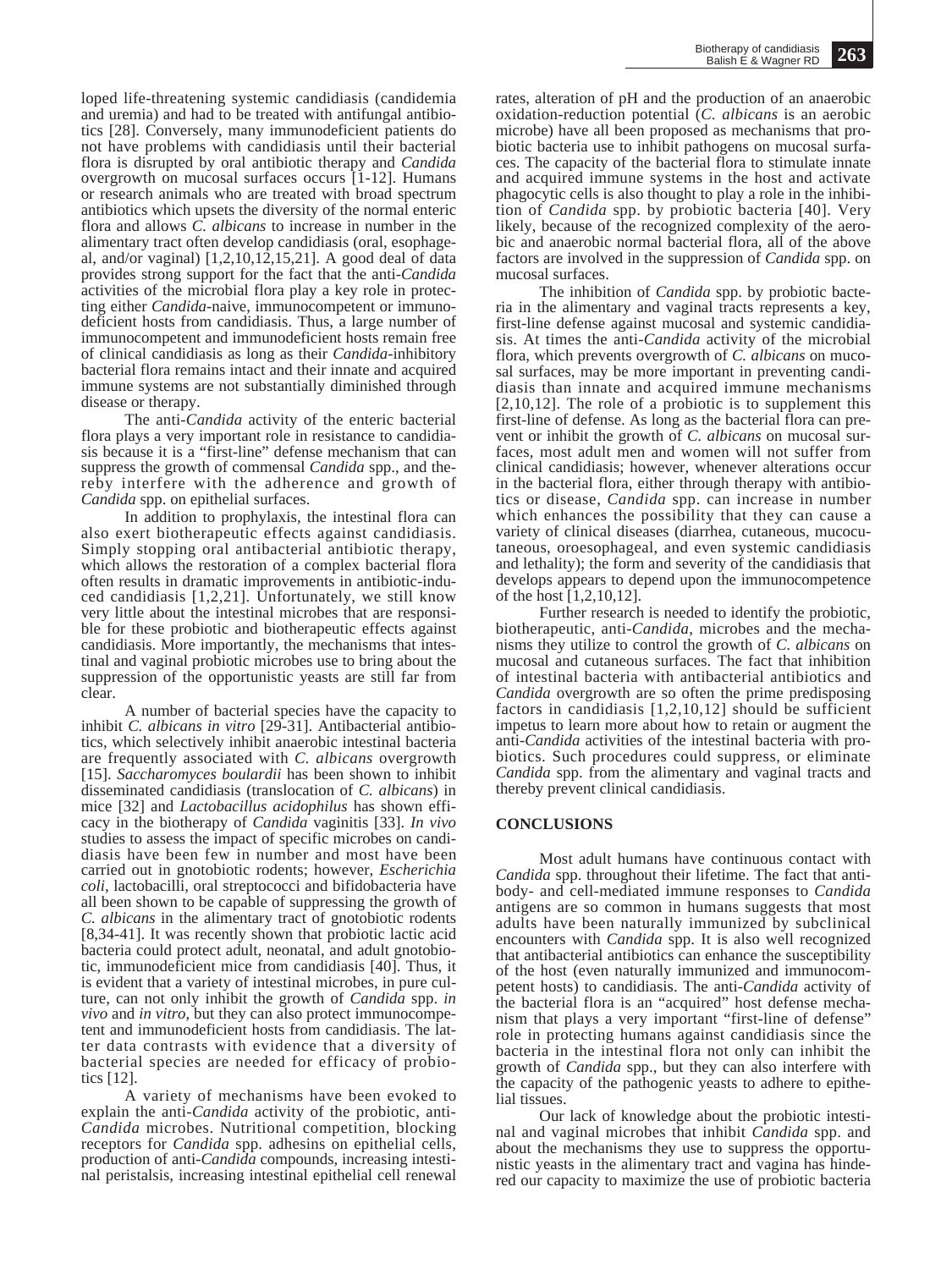loped life-threatening systemic candidiasis (candidemia and uremia) and had to be treated with antifungal antibiotics [28]. Conversely, many immunodeficient patients do not have problems with candidiasis until their bacterial flora is disrupted by oral antibiotic therapy and *Candida* overgrowth on mucosal surfaces occurs [1-12]. Humans or research animals who are treated with broad spectrum antibiotics which upsets the diversity of the normal enteric flora and allows *C. albicans* to increase in number in the alimentary tract often develop candidiasis (oral, esophageal, and/or vaginal) [1,2,10,12,15,21]. A good deal of data provides strong support for the fact that the anti-*Candida* activities of the microbial flora play a key role in protecting either *Candida*-naive, immunocompetent or immunodeficient hosts from candidiasis. Thus, a large number of immunocompetent and immunodeficient hosts remain free of clinical candidiasis as long as their *Candida*-inhibitory bacterial flora remains intact and their innate and acquired immune systems are not substantially diminished through disease or therapy.

The anti-*Candida* activity of the enteric bacterial flora plays a very important role in resistance to candidiasis because it is a "first-line" defense mechanism that can suppress the growth of commensal *Candida* spp., and thereby interfere with the adherence and growth of *Candida* spp. on epithelial surfaces.

In addition to prophylaxis, the intestinal flora can also exert biotherapeutic effects against candidiasis. Simply stopping oral antibacterial antibiotic therapy, which allows the restoration of a complex bacterial flora often results in dramatic improvements in antibiotic-induced candidiasis [1,2,21]. Unfortunately, we still know very little about the intestinal microbes that are responsible for these probiotic and biotherapeutic effects against candidiasis. More importantly, the mechanisms that intestinal and vaginal probiotic microbes use to bring about the suppression of the opportunistic yeasts are still far from clear.

A number of bacterial species have the capacity to inhibit *C. albicans in vitro* [29-31]. Antibacterial antibiotics, which selectively inhibit anaerobic intestinal bacteria are frequently associated with *C. albicans* overgrowth [15]. *Saccharomyces boulardii* has been shown to inhibit disseminated candidiasis (translocation of *C. albicans*) in mice [32] and *Lactobacillus acidophilus* has shown efficacy in the biotherapy of *Candida* vaginitis [33]. *In vivo* studies to assess the impact of specific microbes on candidiasis have been few in number and most have been carried out in gnotobiotic rodents; however, *Escherichia coli*, lactobacilli, oral streptococci and bifidobacteria have all been shown to be capable of suppressing the growth of *C. albicans* in the alimentary tract of gnotobiotic rodents [8,34-41]. It was recently shown that probiotic lactic acid bacteria could protect adult, neonatal, and adult gnotobiotic, immunodeficient mice from candidiasis [40]. Thus, it is evident that a variety of intestinal microbes, in pure culture, can not only inhibit the growth of *Candida* spp. *in vivo* and *in vitro*, but they can also protect immunocompetent and immunodeficient hosts from candidiasis. The latter data contrasts with evidence that a diversity of bacterial species are needed for efficacy of probiotics [12].

A variety of mechanisms have been evoked to explain the anti-*Candida* activity of the probiotic, anti-*Candida* microbes. Nutritional competition, blocking receptors for *Candida* spp. adhesins on epithelial cells, production of anti-*Candida* compounds, increasing intestinal peristalsis, increasing intestinal epithelial cell renewal rates, alteration of pH and the production of an anaerobic oxidation-reduction potential (*C. albicans* is an aerobic microbe) have all been proposed as mechanisms that probiotic bacteria use to inhibit pathogens on mucosal surfaces. The capacity of the bacterial flora to stimulate innate and acquired immune systems in the host and activate phagocytic cells is also thought to play a role in the inhibition of *Candida* spp. by probiotic bacteria [40]. Very likely, because of the recognized complexity of the aerobic and anaerobic normal bacterial flora, all of the above factors are involved in the suppression of *Candida* spp. on mucosal surfaces.

The inhibition of *Candida* spp. by probiotic bacteria in the alimentary and vaginal tracts represents a key, first-line defense against mucosal and systemic candidiasis. At times the anti-*Candida* activity of the microbial flora, which prevents overgrowth of *C. albicans* on mucosal surfaces, may be more important in preventing candidiasis than innate and acquired immune mechanisms [2,10,12]. The role of a probiotic is to supplement this first-line of defense. As long as the bacterial flora can prevent or inhibit the growth of *C. albicans* on mucosal surfaces, most adult men and women will not suffer from clinical candidiasis; however, whenever alterations occur in the bacterial flora, either through therapy with antibiotics or disease, *Candida* spp. can increase in number which enhances the possibility that they can cause a variety of clinical diseases (diarrhea, cutaneous, mucocutaneous, oroesophageal, and even systemic candidiasis and lethality); the form and severity of the candidiasis that develops appears to depend upon the immunocompetence of the host [1,2,10,12].

Further research is needed to identify the probiotic, biotherapeutic, anti-*Candida*, microbes and the mechanisms they utilize to control the growth of *C. albicans* on mucosal and cutaneous surfaces. The fact that inhibition of intestinal bacteria with antibacterial antibiotics and *Candida* overgrowth are so often the prime predisposing factors in candidiasis [1,2,10,12] should be sufficient impetus to learn more about how to retain or augment the anti-*Candida* activities of the intestinal bacteria with probiotics. Such procedures could suppress, or eliminate *Candida* spp. from the alimentary and vaginal tracts and thereby prevent clinical candidiasis.

## CONCLUSIONS

Most adult humans have continuous contact with *Candida* spp. throughout their lifetime. The fact that antibody- and cell-mediated immune responses to *Candida* antigens are so common in humans suggests that most adults have been naturally immunized by subclinical encounters with *Candida* spp. It is also well recognized that antibacterial antibiotics can enhance the susceptibility of the host (even naturally immunized and immunocompetent hosts) to candidiasis. The anti-*Candida* activity of the bacterial flora is an "acquired" host defense mechanism that plays a very important "first-line of defense" role in protecting humans against candidiasis since the bacteria in the intestinal flora not only can inhibit the growth of *Candida* spp., but they can also interfere with the capacity of the pathogenic yeasts to adhere to epithelial tissues.

Our lack of knowledge about the probiotic intestinal and vaginal microbes that inhibit *Candida* spp. and about the mechanisms they use to suppress the opportunistic yeasts in the alimentary tract and vagina has hindered our capacity to maximize the use of probiotic bacteria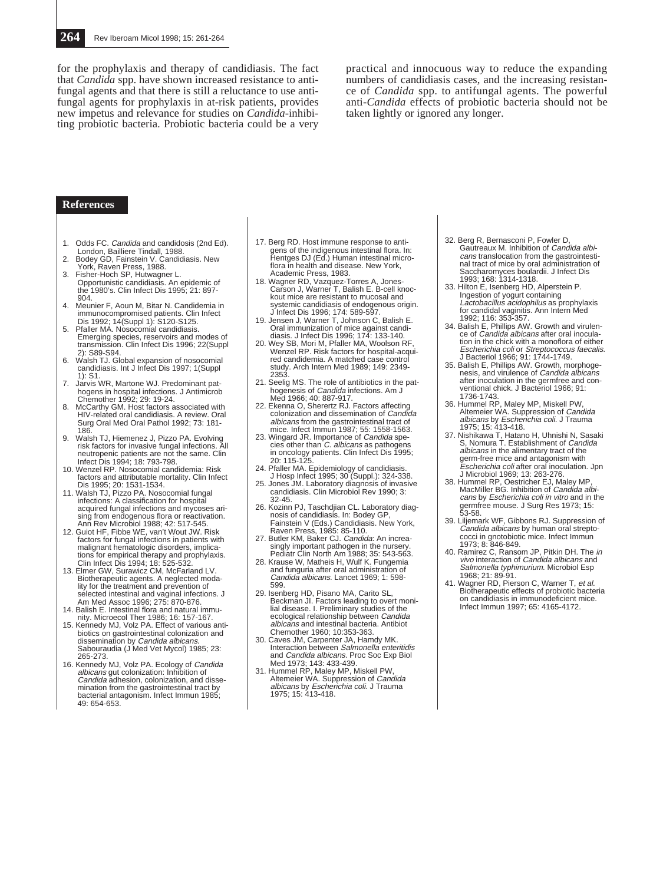for the prophylaxis and therapy of candidiasis. The fact that *Candida* spp. have shown increased resistance to antifungal agents and that there is still a reluctance to use antifungal agents for prophylaxis in at-risk patients, provides new impetus and relevance for studies on *Candida*-inhibiting probiotic bacteria. Probiotic bacteria could be a very practical and innocuous way to reduce the expanding numbers of candidiasis cases, and the increasing resistance of *Candida* spp. to antifungal agents. The powerful anti-*Candida* effects of probiotic bacteria should not be taken lightly or ignored any longer.

## References

1. Odds FC. *Candida* and candidosis (2nd Ed). London, Bailliere Tindall, 1988.
2. Bodey GD, Fainstein V. Candidiasis. New York, Raven Press, 1988.
3. Fisher-Hoch SP, Hutwagner L. Opportunistic candidiasis. An epidemic of the 1980's. Clin Infect Dis 1995; 21: 897-904.
4. Meunier F, Aoun M, Bitar N. Candidemia in immunocompromised patients. Clin Infect Dis 1992; 14(Suppl 1): S120-S125.
5. Pfaller MA. Nosocomial candidiasis. Emerging species, reservoirs and modes of transmission. Clin Infect Dis 1996; 22(Suppl 2): S89-S94.
6. Walsh TJ. Global expansion of nosocomial candidiasis. Int J Infect Dis 1997; 1(Suppl 1): S1.
7. Jarvis WR, Martone WJ. Predominant pathogens in hospital infections. J Antimicrob Chemother 1992; 29: 19-24.
8. McCarthy GM. Host factors associated with HIV-related oral candidiasis. A review. Oral Surg Oral Med Oral Pathol 1992; 73: 181-186.
9. Walsh TJ, Hiemenez J, Pizzo PA. Evolving risk factors for invasive fungal infections. All neutropenic patients are not the same. Clin Infect Dis 1994; 18: 793-798.
10. Wenzel RP. Nosocomial candidemia: Risk factors and attributable mortality. Clin Infect Dis 1995; 20: 1531-1534.
11. Walsh TJ, Pizzo PA. Nosocomial fungal infections: A classification for hospital acquired fungal infections and mycoses arising from endogenous flora or reactivation. Ann Rev Microbiol 1988; 42: 517-545.
12. Guiot HF, Fibbe WE, van't Wout JW. Risk factors for fungal infections in patients with malignant hematologic disorders, implications for empirical therapy and prophylaxis. Clin Infect Dis 1994; 18: 525-532.
13. Elmer GW, Surawicz CM, McFarland LV. Biotherapeutic agents. A neglected modality for the treatment and prevention of selected intestinal and vaginal infections. J Am Med Assoc 1996; 275: 870-876.
14. Balish E. Intestinal flora and natural immunity. Microecol Ther 1986; 16: 157-167.
15. Kennedy MJ, Volz PA. Effect of various antibiotics on gastrointestinal colonization and dissemination by *Candida albicans*. Sabouraudia (J Med Vet Mycol) 1985; 23: 265-273.
16. Kennedy MJ, Volz PA. Ecology of *Candida albicans* gut colonization: Inhibition of *Candida* adhesion, colonization, and dissemination from the gastrointestinal tract by bacterial antagonism. Infect Immun 1985; 49: 654-653.
17. Berg RD. Host immune response to antigens of the indigenous intestinal flora. In: Hentges DJ (Ed.) Human intestinal microflora in health and disease. New York, Academic Press, 1983.
18. Wagner RD, Vazquez-Torres A, Jones-Carson J, Warner T, Balish E. B-cell knockout mice are resistant to mucosal and systemic candidiasis of endogenous origin. J Infect Dis 1996; 174: 589-597.
19. Jensen J, Warner T, Johnson C, Balish E. Oral immunization of mice against candidiasis. J Infect Dis 1996; 174: 133-140.
20. Wey SB, Mori M, Pfaller MA, Woolson RF, Wenzel RP. Risk factors for hospital-acquired candidemia. A matched case control study. Arch Intern Med 1989; 149: 2349-2353.
21. Seelig MS. The role of antibiotics in the pathogenesis of *Candida* infections. Am J Med 1966; 40: 887-917.
22. Ekenna O, Sherertz RJ. Factors affecting colonization and dissemination of *Candida albicans* from the gastrointestinal tract of mice. Infect Immun 1987; 55: 1558-1563.
23. Wingard JR. Importance of *Candida* species other than *C. albicans* as pathogens in oncology patients. Clin Infect Dis 1995; 20: 115-125.
24. Pfaller MA. Epidemiology of candidiasis. J Hosp Infect 1995; 30 (Suppl.): 324-338.
25. Jones JM. Laboratory diagnosis of invasive candidiasis. Clin Microbiol Rev 1990; 3: 32-45.
26. Kozinn PJ, Taschdjian CL. Laboratory diagnosis of candidiasis. In: Bodey GP, Fainstein V (Eds.) Candidiasis. New York, Raven Press, 1985: 85-110.
27. Butler KM, Baker CJ. *Candida*: An increasingly important pathogen in the nursery. Pediatr Clin North Am 1988; 35: 543-563.
28. Krause W, Matheis H, Wulf K. Fungemia and funguria after oral administration of *Candida albicans*. Lancet 1969; 1: 598-599.
29. Isenberg HD, Pisano MA, Carito SL, Beckman JI. Factors leading to overt monilial disease. I. Preliminary studies of the ecological relationship between *Candida albicans* and intestinal bacteria. Antibiot Chemother 1960; 10:353-363.
30. Caves JM, Carpenter JA, Hamdy MK. Interaction between *Salmonella enteritidis* and *Candida albicans*. Proc Soc Exp Biol Med 1973; 143: 433-439.
31. Hummel RP, Maley MP, Miskell PW, Altemeier WA. Suppression of *Candida albicans* by *Escherichia coli*. J Trauma 1975; 15: 413-418.
32. Berg R, Bernasconi P, Fowler D, Gautreaux M. Inhibition of *Candida albicans* translocation from the gastrointestinal tract of mice by oral administration of Saccharomyces boulardii. J Infect Dis 1993; 168: 1314-1318.
33. Hilton E, Isenberg HD, Alperstein P. Ingestion of yogurt containing *Lactobacillus acidophilus* as prophylaxis for candidal vaginitis. Ann Intern Med 1992; 116: 353-357.
34. Balish E, Phillips AW. Growth and virulence of *Candida albicans* after oral inoculation in the chick with a monoflora of either *Escherichia coli* or *Streptococcus faecalis.* J Bacteriol 1966; 91: 1744-1749.
35. Balish E, Phillips AW. Growth, morphogenesis, and virulence of *Candida albicans* after inoculation in the germfree and conventional chick. J Bacteriol 1966; 91: 1736-1743.
36. Hummel RP, Maley MP, Miskell PW, Altemeier WA. Suppression of *Candida albicans* by *Escherichia coli*. J Trauma 1975; 15: 413-418.
37. Nishikawa T, Hatano H, Uhnishi N, Sasaki S, Nomura T. Establishment of *Candida albicans* in the alimentary tract of the germ-free mice and antagonism with *Escherichia coli* after oral inoculation. Jpn J Microbiol 1969; 13: 263-276.
38. Hummel RP, Oestricher EJ, Maley MP, MacMiller BG. Inhibition of *Candida albicans* by *Escherichia coli in vitro* and in the germfree mouse. J Surg Res 1973; 15: 53-58.
39. Liljemark WF, Gibbons RJ. Suppression of *Candida albicans* by human oral streptococci in gnotobiotic mice. Infect Immun 1973; 8: 846-849.
40. Ramirez C, Ransom JP, Pitkin DH. The *in vivo* interaction of *Candida albicans* and *Salmonella typhimurium.* Microbiol Esp 1968; 21: 89-91.
41. Wagner RD, Pierson C, Warner T, *et al.* Biotherapeutic effects of probiotic bacteria on candidiasis in immunodeficient mice. Infect Immun 1997; 65: 4165-4172.